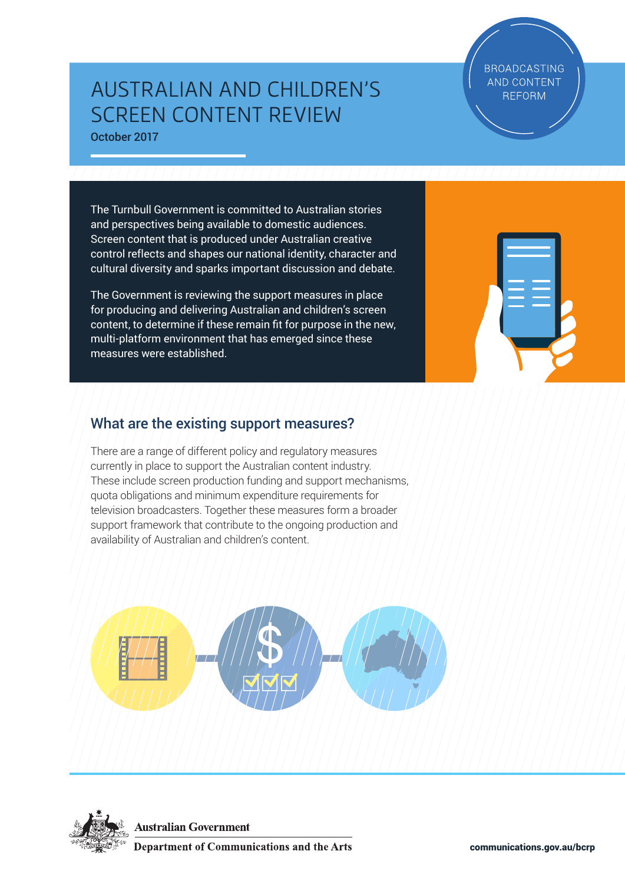BROADCASTING AND CONTENT REFORM

# AUSTRALIAN AND CHILDREN'S SCREEN CONTENT REVIEW

October 2017

The Turnbull Government is committed to Australian stories and perspectives being available to domestic audiences. Screen content that is produced under Australian creative control reflects and shapes our national identity, character and cultural diversity and sparks important discussion and debate.

The Government is reviewing the support measures in place for producing and delivering Australian and children's screen content, to determine if these remain fit for purpose in the new, multi-platform environment that has emerged since these measures were established.

## What are the existing support measures?

There are a range of different policy and regulatory measures currently in place to support the Australian content industry. These include screen production funding and support mechanisms, quota obligations and minimum expenditure requirements for television broadcasters. Together these measures form a broader support framework that contribute to the ongoing production and availability of Australian and children's content.

Australian Government

Department of Communications and the Arts

communications.gov.au/bcrp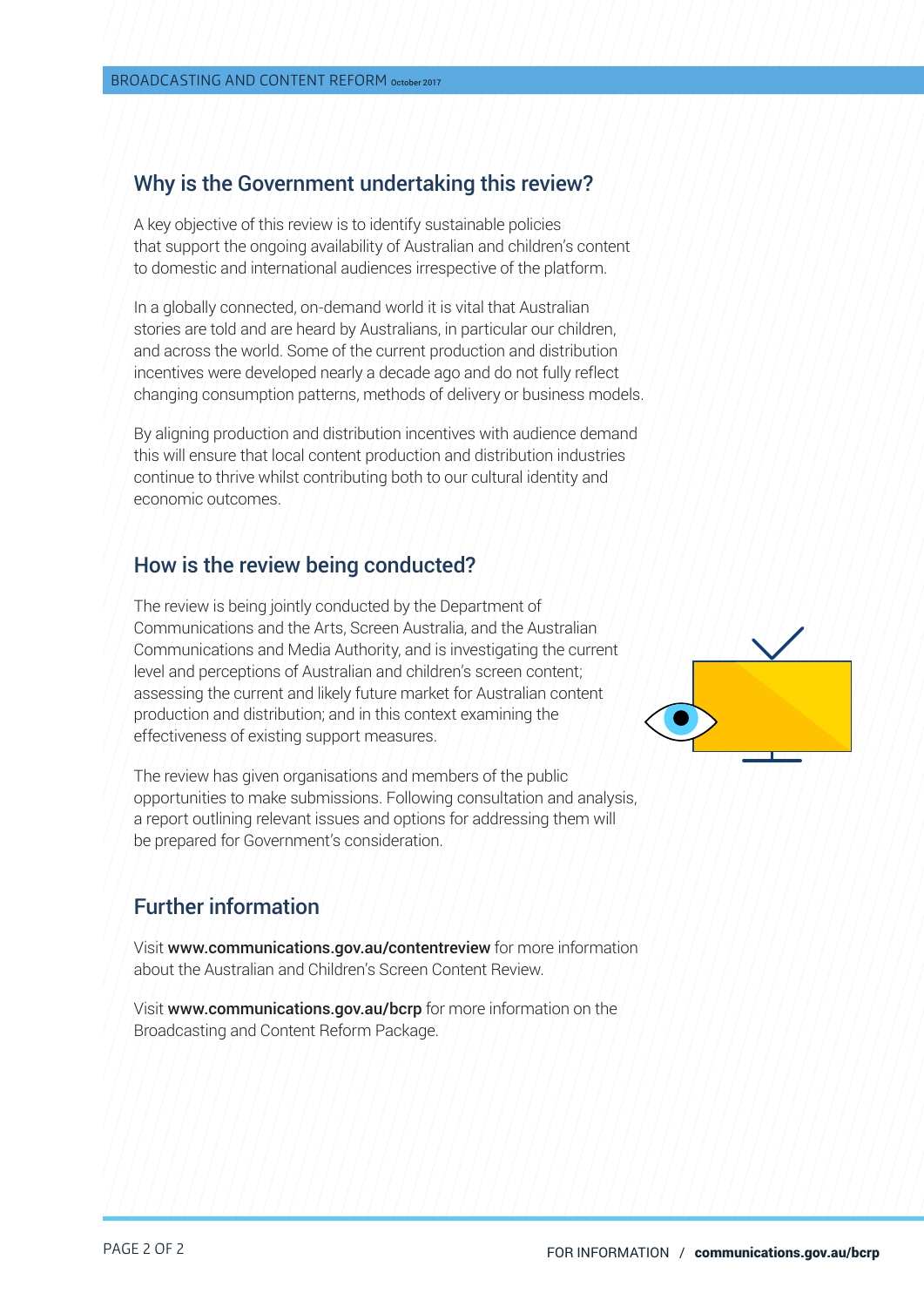## Why is the Government undertaking this review?

A key objective of this review is to identify sustainable policies that support the ongoing availability of Australian and children's content to domestic and international audiences irrespective of the platform.

In a globally connected, on-demand world it is vital that Australian stories are told and are heard by Australians, in particular our children, and across the world. Some of the current production and distribution incentives were developed nearly a decade ago and do not fully reflect changing consumption patterns, methods of delivery or business models.

By aligning production and distribution incentives with audience demand this will ensure that local content production and distribution industries continue to thrive whilst contributing both to our cultural identity and economic outcomes.

## How is the review being conducted?

The review is being jointly conducted by the Department of Communications and the Arts, Screen Australia, and the Australian Communications and Media Authority, and is investigating the current level and perceptions of Australian and children's screen content; assessing the current and likely future market for Australian content production and distribution; and in this context examining the effectiveness of existing support measures.

The review has given organisations and members of the public opportunities to make submissions. Following consultation and analysis, a report outlining relevant issues and options for addressing them will be prepared for Government's consideration.

## Further information

Visit **www.communications.gov.au/contentreview** for more information about the Australian and Children's Screen Content Review.

Visit **www.communications.gov.au/bcrp** for more information on the Broadcasting and Content Reform Package.